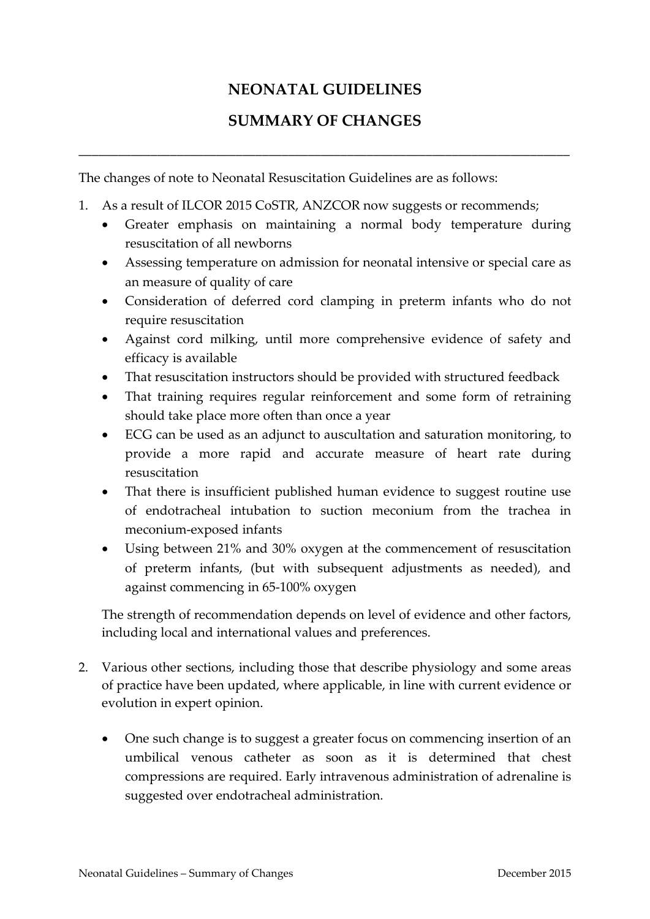# NEONATAL GUIDELINES

# SUMMARY OF CHANGES

---

The changes of note to Neonatal Resuscitation Guidelines are as follows:

1. As a result of ILCOR 2015 CoSTR, ANZCOR now suggests or recommends;
   - Greater emphasis on maintaining a normal body temperature during resuscitation of all newborns
   - Assessing temperature on admission for neonatal intensive or special care as an measure of quality of care
   - Consideration of deferred cord clamping in preterm infants who do not require resuscitation
   - Against cord milking, until more comprehensive evidence of safety and efficacy is available
   - That resuscitation instructors should be provided with structured feedback
   - That training requires regular reinforcement and some form of retraining should take place more often than once a year
   - ECG can be used as an adjunct to auscultation and saturation monitoring, to provide a more rapid and accurate measure of heart rate during resuscitation
   - That there is insufficient published human evidence to suggest routine use of endotracheal intubation to suction meconium from the trachea in meconium-exposed infants
   - Using between 21% and 30% oxygen at the commencement of resuscitation of preterm infants, (but with subsequent adjustments as needed), and against commencing in 65-100% oxygen

   The strength of recommendation depends on level of evidence and other factors, including local and international values and preferences.

2. Various other sections, including those that describe physiology and some areas of practice have been updated, where applicable, in line with current evidence or evolution in expert opinion.

   - One such change is to suggest a greater focus on commencing insertion of an umbilical venous catheter as soon as it is determined that chest compressions are required. Early intravenous administration of adrenaline is suggested over endotracheal administration.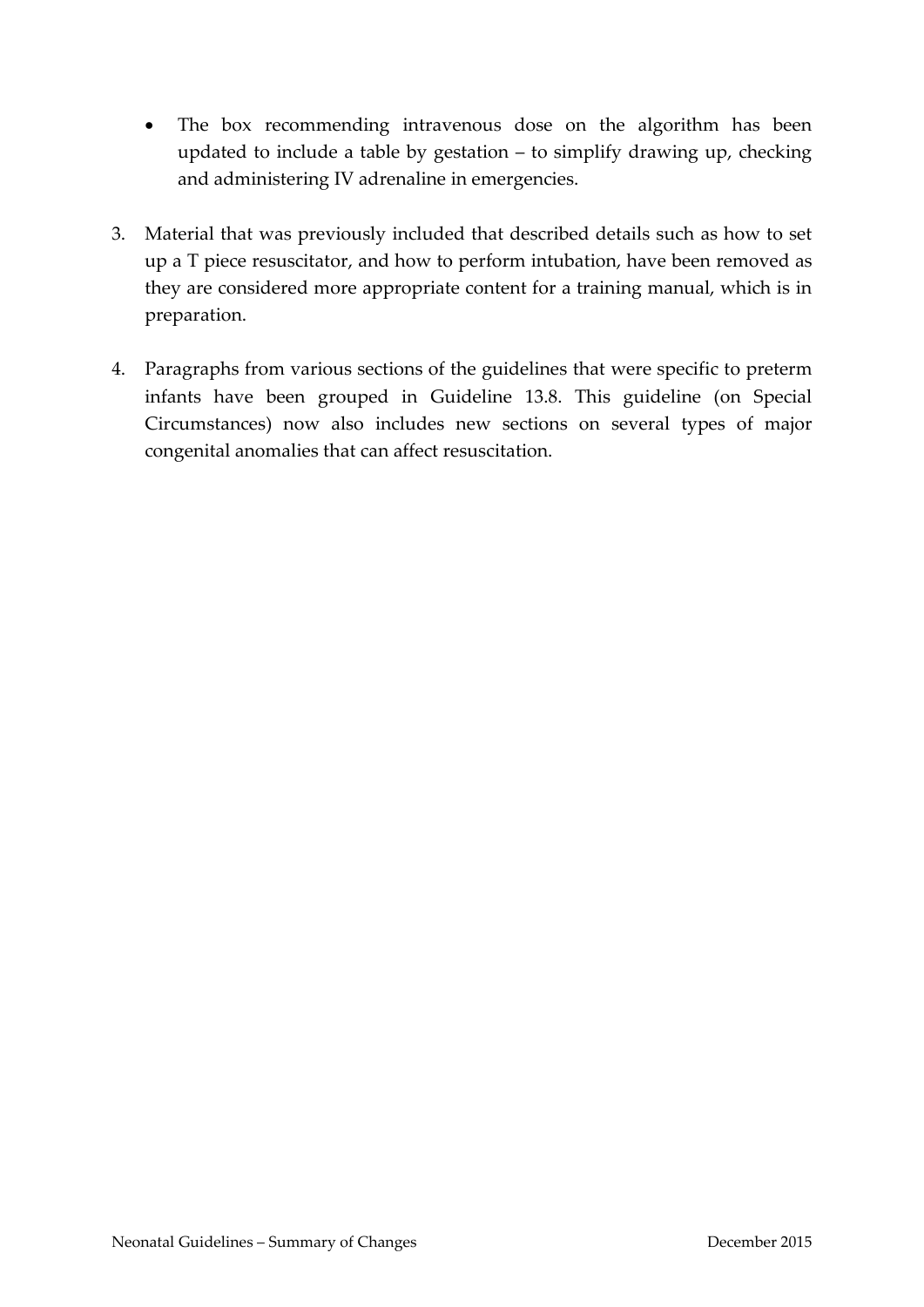- The box recommending intravenous dose on the algorithm has been updated to include a table by gestation – to simplify drawing up, checking and administering IV adrenaline in emergencies.

3. Material that was previously included that described details such as how to set up a T piece resuscitator, and how to perform intubation, have been removed as they are considered more appropriate content for a training manual, which is in preparation.

4. Paragraphs from various sections of the guidelines that were specific to preterm infants have been grouped in Guideline 13.8. This guideline (on Special Circumstances) now also includes new sections on several types of major congenital anomalies that can affect resuscitation.